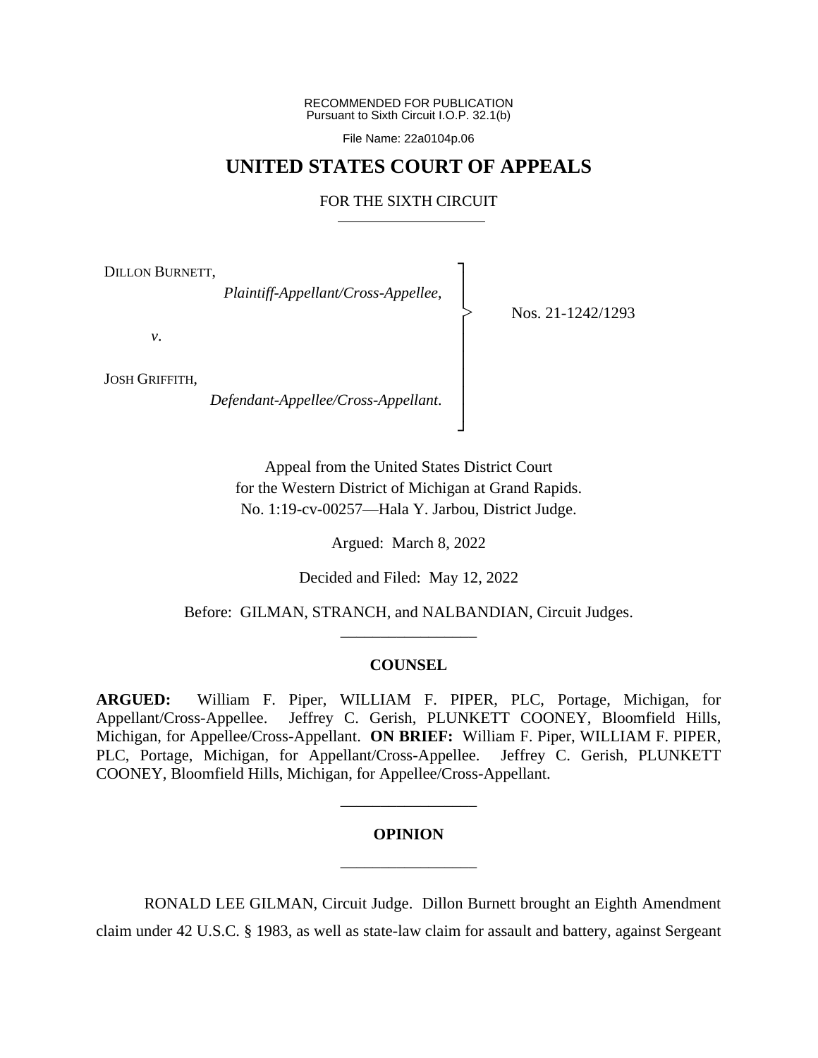RECOMMENDED FOR PUBLICATION
Pursuant to Sixth Circuit I.O.P. 32.1(b)

File Name: 22a0104p.06

# UNITED STATES COURT OF APPEALS

FOR THE SIXTH CIRCUIT

DILLON BURNETT,

*Plaintiff-Appellant/Cross-Appellee*,

*v*.

JOSH GRIFFITH,

*Defendant-Appellee/Cross-Appellant*.

Nos. 21-1242/1293

Appeal from the United States District Court
for the Western District of Michigan at Grand Rapids.
No. 1:19-cv-00257—Hala Y. Jarbou, District Judge.

Argued: March 8, 2022

Decided and Filed: May 12, 2022

Before: GILMAN, STRANCH, and NALBANDIAN, Circuit Judges.

## COUNSEL

**ARGUED:** William F. Piper, WILLIAM F. PIPER, PLC, Portage, Michigan, for Appellant/Cross-Appellee. Jeffrey C. Gerish, PLUNKETT COONEY, Bloomfield Hills, Michigan, for Appellee/Cross-Appellant. **ON BRIEF:** William F. Piper, WILLIAM F. PIPER, PLC, Portage, Michigan, for Appellant/Cross-Appellee. Jeffrey C. Gerish, PLUNKETT COONEY, Bloomfield Hills, Michigan, for Appellee/Cross-Appellant.

## OPINION

RONALD LEE GILMAN, Circuit Judge. Dillon Burnett brought an Eighth Amendment claim under 42 U.S.C. § 1983, as well as state-law claim for assault and battery, against Sergeant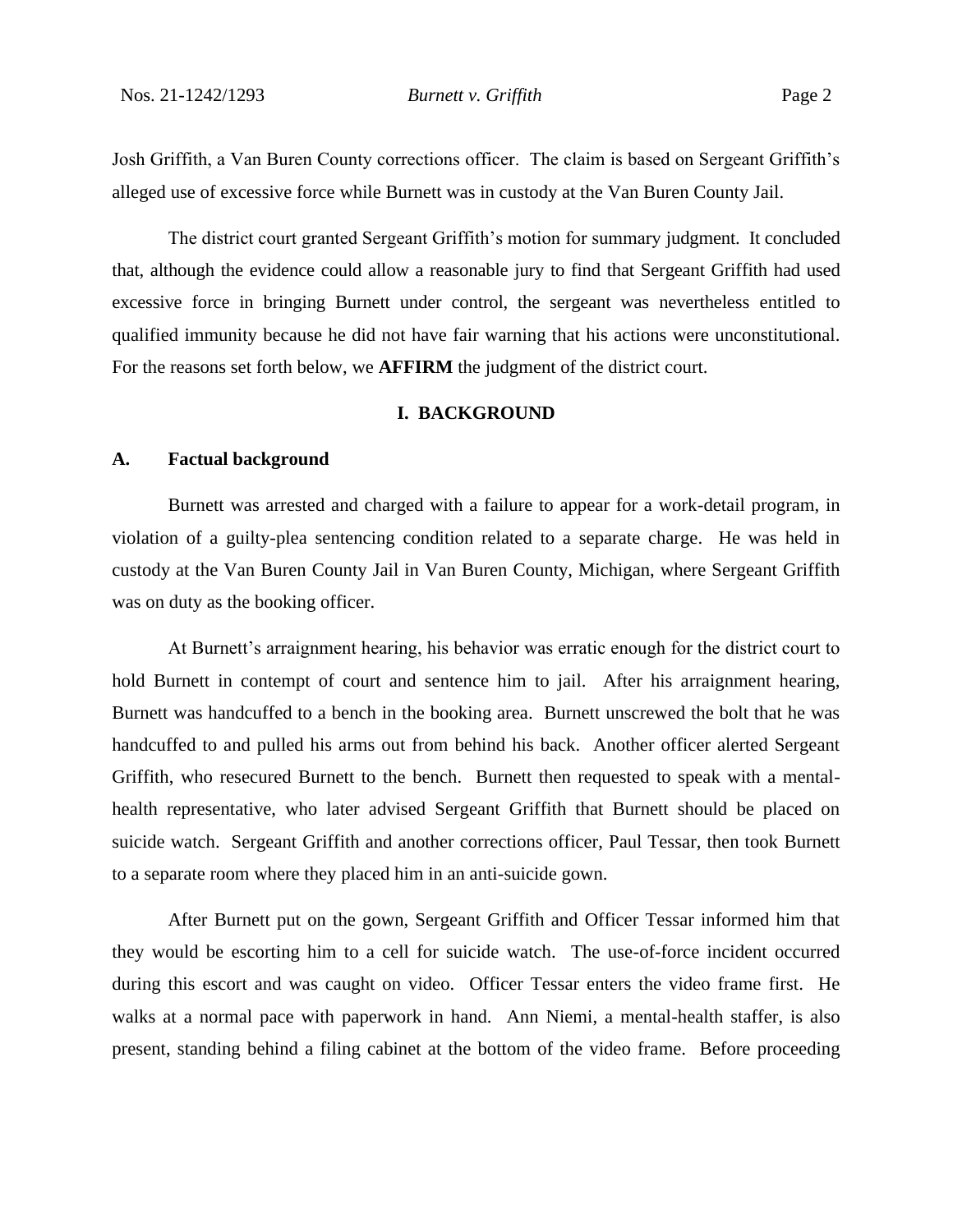Josh Griffith, a Van Buren County corrections officer. The claim is based on Sergeant Griffith's alleged use of excessive force while Burnett was in custody at the Van Buren County Jail.

The district court granted Sergeant Griffith's motion for summary judgment. It concluded that, although the evidence could allow a reasonable jury to find that Sergeant Griffith had used excessive force in bringing Burnett under control, the sergeant was nevertheless entitled to qualified immunity because he did not have fair warning that his actions were unconstitutional. For the reasons set forth below, we **AFFIRM** the judgment of the district court.

## I. BACKGROUND

### A. Factual background

Burnett was arrested and charged with a failure to appear for a work-detail program, in violation of a guilty-plea sentencing condition related to a separate charge. He was held in custody at the Van Buren County Jail in Van Buren County, Michigan, where Sergeant Griffith was on duty as the booking officer.

At Burnett's arraignment hearing, his behavior was erratic enough for the district court to hold Burnett in contempt of court and sentence him to jail. After his arraignment hearing, Burnett was handcuffed to a bench in the booking area. Burnett unscrewed the bolt that he was handcuffed to and pulled his arms out from behind his back. Another officer alerted Sergeant Griffith, who resecured Burnett to the bench. Burnett then requested to speak with a mental-health representative, who later advised Sergeant Griffith that Burnett should be placed on suicide watch. Sergeant Griffith and another corrections officer, Paul Tessar, then took Burnett to a separate room where they placed him in an anti-suicide gown.

After Burnett put on the gown, Sergeant Griffith and Officer Tessar informed him that they would be escorting him to a cell for suicide watch. The use-of-force incident occurred during this escort and was caught on video. Officer Tessar enters the video frame first. He walks at a normal pace with paperwork in hand. Ann Niemi, a mental-health staffer, is also present, standing behind a filing cabinet at the bottom of the video frame. Before proceeding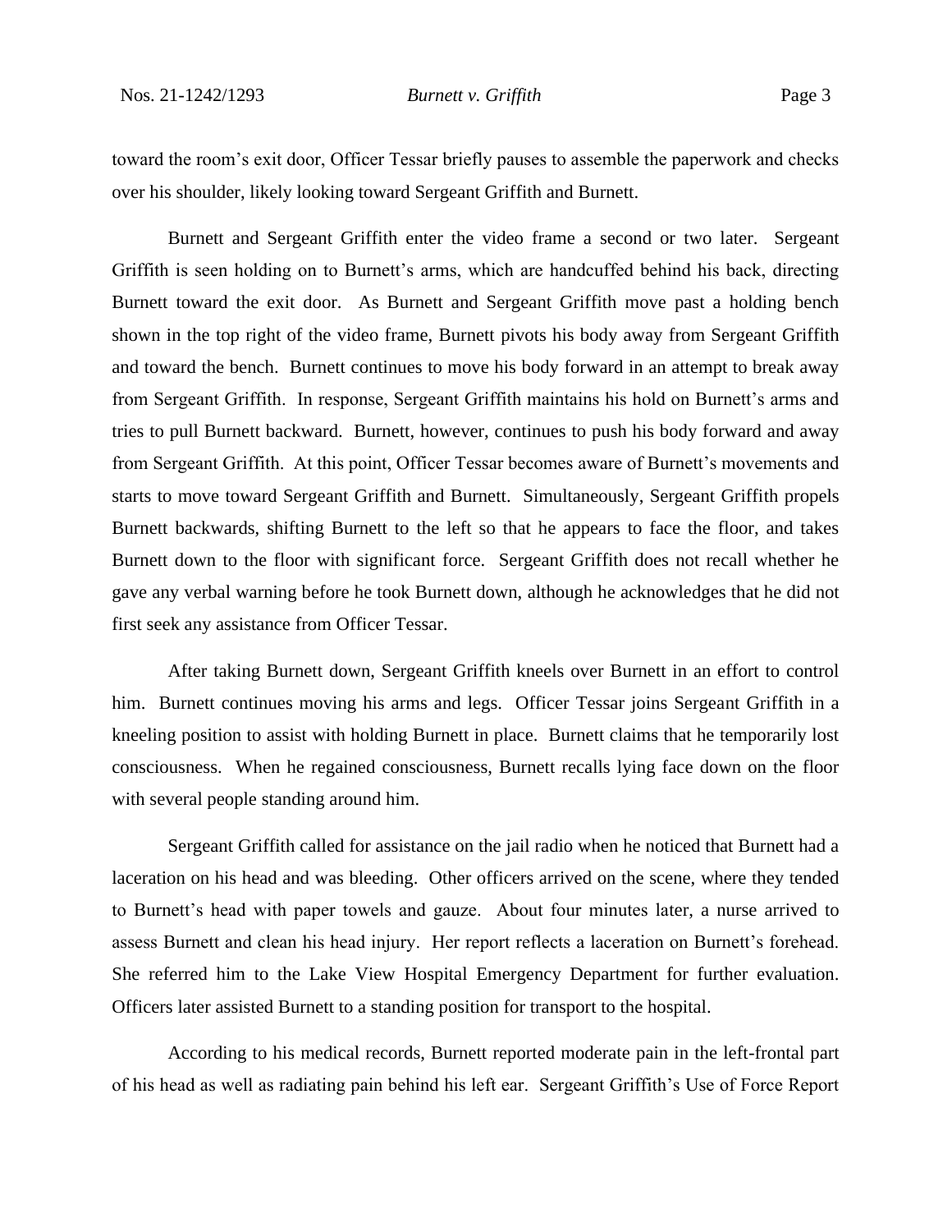toward the room's exit door, Officer Tessar briefly pauses to assemble the paperwork and checks over his shoulder, likely looking toward Sergeant Griffith and Burnett.

Burnett and Sergeant Griffith enter the video frame a second or two later. Sergeant Griffith is seen holding on to Burnett's arms, which are handcuffed behind his back, directing Burnett toward the exit door. As Burnett and Sergeant Griffith move past a holding bench shown in the top right of the video frame, Burnett pivots his body away from Sergeant Griffith and toward the bench. Burnett continues to move his body forward in an attempt to break away from Sergeant Griffith. In response, Sergeant Griffith maintains his hold on Burnett's arms and tries to pull Burnett backward. Burnett, however, continues to push his body forward and away from Sergeant Griffith. At this point, Officer Tessar becomes aware of Burnett's movements and starts to move toward Sergeant Griffith and Burnett. Simultaneously, Sergeant Griffith propels Burnett backwards, shifting Burnett to the left so that he appears to face the floor, and takes Burnett down to the floor with significant force. Sergeant Griffith does not recall whether he gave any verbal warning before he took Burnett down, although he acknowledges that he did not first seek any assistance from Officer Tessar.

After taking Burnett down, Sergeant Griffith kneels over Burnett in an effort to control him. Burnett continues moving his arms and legs. Officer Tessar joins Sergeant Griffith in a kneeling position to assist with holding Burnett in place. Burnett claims that he temporarily lost consciousness. When he regained consciousness, Burnett recalls lying face down on the floor with several people standing around him.

Sergeant Griffith called for assistance on the jail radio when he noticed that Burnett had a laceration on his head and was bleeding. Other officers arrived on the scene, where they tended to Burnett's head with paper towels and gauze. About four minutes later, a nurse arrived to assess Burnett and clean his head injury. Her report reflects a laceration on Burnett's forehead. She referred him to the Lake View Hospital Emergency Department for further evaluation. Officers later assisted Burnett to a standing position for transport to the hospital.

According to his medical records, Burnett reported moderate pain in the left-frontal part of his head as well as radiating pain behind his left ear. Sergeant Griffith's Use of Force Report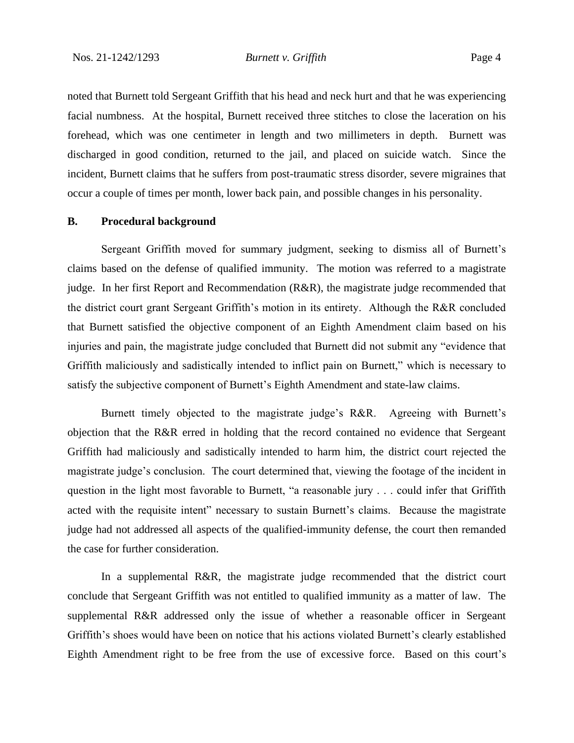noted that Burnett told Sergeant Griffith that his head and neck hurt and that he was experiencing facial numbness. At the hospital, Burnett received three stitches to close the laceration on his forehead, which was one centimeter in length and two millimeters in depth. Burnett was discharged in good condition, returned to the jail, and placed on suicide watch. Since the incident, Burnett claims that he suffers from post-traumatic stress disorder, severe migraines that occur a couple of times per month, lower back pain, and possible changes in his personality.

### B. Procedural background

Sergeant Griffith moved for summary judgment, seeking to dismiss all of Burnett's claims based on the defense of qualified immunity. The motion was referred to a magistrate judge. In her first Report and Recommendation (R&R), the magistrate judge recommended that the district court grant Sergeant Griffith's motion in its entirety. Although the R&R concluded that Burnett satisfied the objective component of an Eighth Amendment claim based on his injuries and pain, the magistrate judge concluded that Burnett did not submit any "evidence that Griffith maliciously and sadistically intended to inflict pain on Burnett," which is necessary to satisfy the subjective component of Burnett's Eighth Amendment and state-law claims.

Burnett timely objected to the magistrate judge's R&R. Agreeing with Burnett's objection that the R&R erred in holding that the record contained no evidence that Sergeant Griffith had maliciously and sadistically intended to harm him, the district court rejected the magistrate judge's conclusion. The court determined that, viewing the footage of the incident in question in the light most favorable to Burnett, "a reasonable jury . . . could infer that Griffith acted with the requisite intent" necessary to sustain Burnett's claims. Because the magistrate judge had not addressed all aspects of the qualified-immunity defense, the court then remanded the case for further consideration.

In a supplemental R&R, the magistrate judge recommended that the district court conclude that Sergeant Griffith was not entitled to qualified immunity as a matter of law. The supplemental R&R addressed only the issue of whether a reasonable officer in Sergeant Griffith's shoes would have been on notice that his actions violated Burnett's clearly established Eighth Amendment right to be free from the use of excessive force. Based on this court's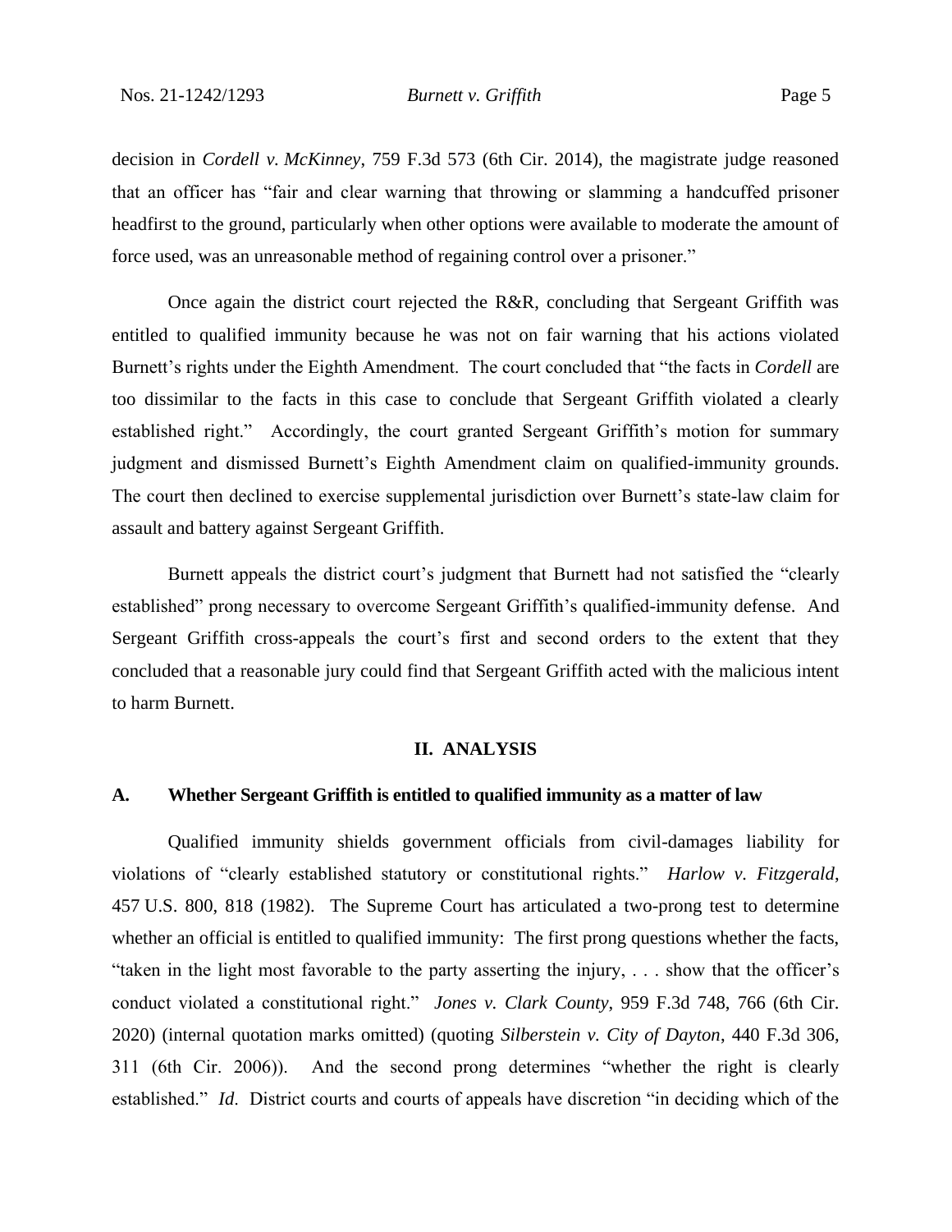decision in *Cordell v. McKinney*, 759 F.3d 573 (6th Cir. 2014), the magistrate judge reasoned that an officer has "fair and clear warning that throwing or slamming a handcuffed prisoner headfirst to the ground, particularly when other options were available to moderate the amount of force used, was an unreasonable method of regaining control over a prisoner."

Once again the district court rejected the R&R, concluding that Sergeant Griffith was entitled to qualified immunity because he was not on fair warning that his actions violated Burnett's rights under the Eighth Amendment. The court concluded that "the facts in *Cordell* are too dissimilar to the facts in this case to conclude that Sergeant Griffith violated a clearly established right." Accordingly, the court granted Sergeant Griffith's motion for summary judgment and dismissed Burnett's Eighth Amendment claim on qualified-immunity grounds. The court then declined to exercise supplemental jurisdiction over Burnett's state-law claim for assault and battery against Sergeant Griffith.

Burnett appeals the district court's judgment that Burnett had not satisfied the "clearly established" prong necessary to overcome Sergeant Griffith's qualified-immunity defense. And Sergeant Griffith cross-appeals the court's first and second orders to the extent that they concluded that a reasonable jury could find that Sergeant Griffith acted with the malicious intent to harm Burnett.

## II. ANALYSIS

### A. Whether Sergeant Griffith is entitled to qualified immunity as a matter of law

Qualified immunity shields government officials from civil-damages liability for violations of "clearly established statutory or constitutional rights." *Harlow v. Fitzgerald*, 457 U.S. 800, 818 (1982). The Supreme Court has articulated a two-prong test to determine whether an official is entitled to qualified immunity: The first prong questions whether the facts, "taken in the light most favorable to the party asserting the injury, . . . show that the officer's conduct violated a constitutional right." *Jones v. Clark County*, 959 F.3d 748, 766 (6th Cir. 2020) (internal quotation marks omitted) (quoting *Silberstein v. City of Dayton*, 440 F.3d 306, 311 (6th Cir. 2006)). And the second prong determines "whether the right is clearly established." *Id*. District courts and courts of appeals have discretion "in deciding which of the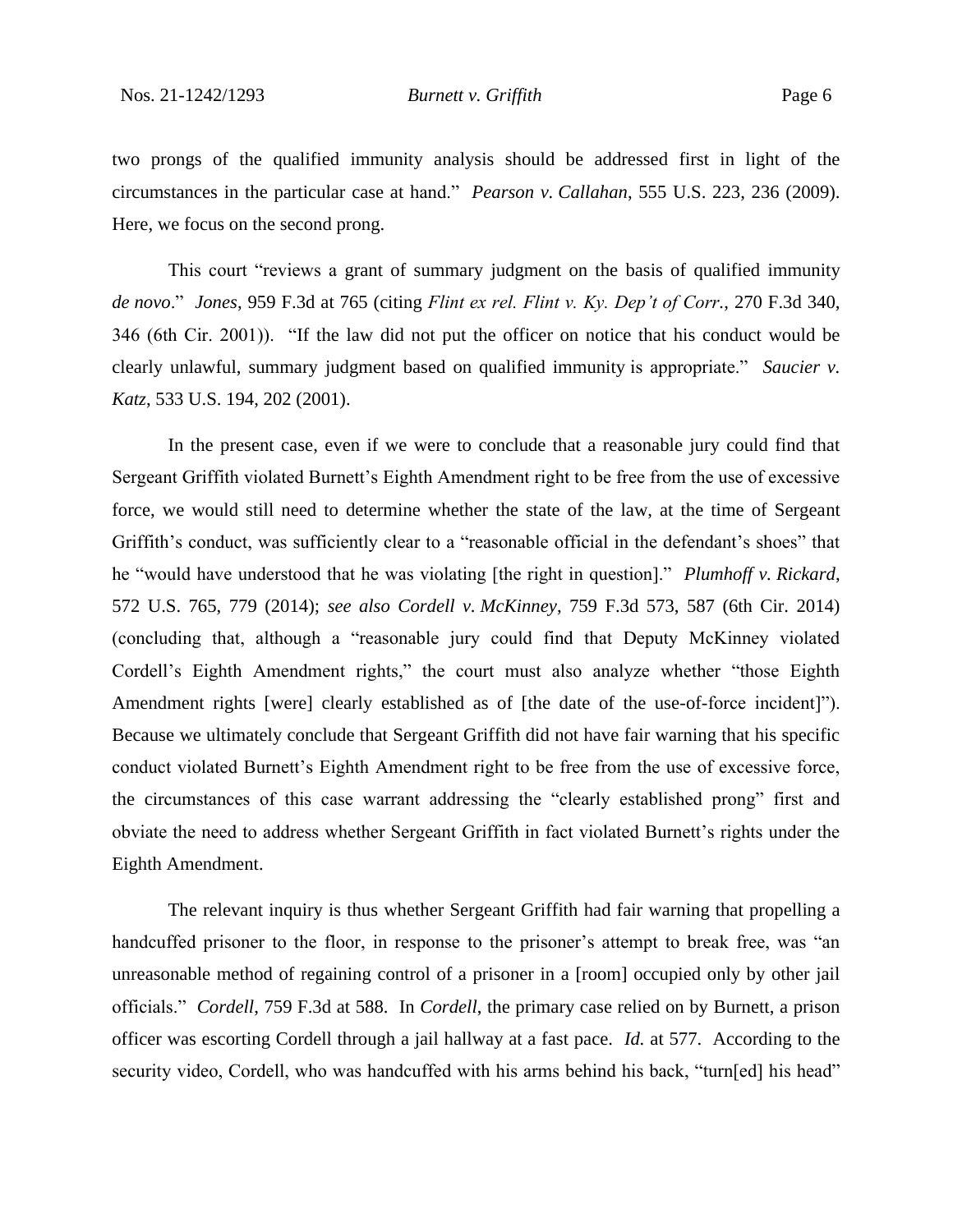two prongs of the qualified immunity analysis should be addressed first in light of the circumstances in the particular case at hand." *Pearson v. Callahan*, 555 U.S. 223, 236 (2009). Here, we focus on the second prong.

This court "reviews a grant of summary judgment on the basis of qualified immunity *de novo*." *Jones*, 959 F.3d at 765 (citing *Flint ex rel. Flint v. Ky. Dep't of Corr.*, 270 F.3d 340, 346 (6th Cir. 2001)). "If the law did not put the officer on notice that his conduct would be clearly unlawful, summary judgment based on qualified immunity is appropriate." *Saucier v. Katz*, 533 U.S. 194, 202 (2001).

In the present case, even if we were to conclude that a reasonable jury could find that Sergeant Griffith violated Burnett's Eighth Amendment right to be free from the use of excessive force, we would still need to determine whether the state of the law, at the time of Sergeant Griffith's conduct, was sufficiently clear to a "reasonable official in the defendant's shoes" that he "would have understood that he was violating [the right in question]." *Plumhoff v. Rickard*, 572 U.S. 765, 779 (2014); *see also Cordell v. McKinney*, 759 F.3d 573, 587 (6th Cir. 2014) (concluding that, although a "reasonable jury could find that Deputy McKinney violated Cordell's Eighth Amendment rights," the court must also analyze whether "those Eighth Amendment rights [were] clearly established as of [the date of the use-of-force incident]"). Because we ultimately conclude that Sergeant Griffith did not have fair warning that his specific conduct violated Burnett's Eighth Amendment right to be free from the use of excessive force, the circumstances of this case warrant addressing the "clearly established prong" first and obviate the need to address whether Sergeant Griffith in fact violated Burnett's rights under the Eighth Amendment.

The relevant inquiry is thus whether Sergeant Griffith had fair warning that propelling a handcuffed prisoner to the floor, in response to the prisoner's attempt to break free, was "an unreasonable method of regaining control of a prisoner in a [room] occupied only by other jail officials." *Cordell*, 759 F.3d at 588. In *Cordell*, the primary case relied on by Burnett, a prison officer was escorting Cordell through a jail hallway at a fast pace. *Id.* at 577. According to the security video, Cordell, who was handcuffed with his arms behind his back, "turn[ed] his head"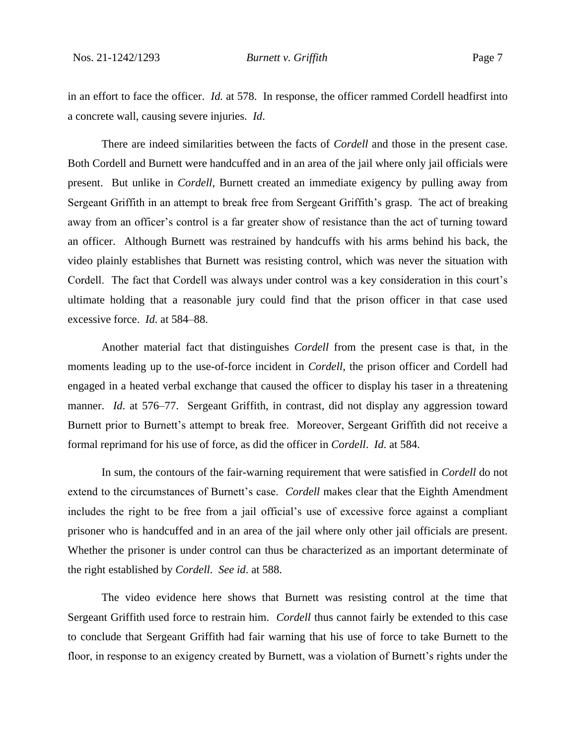in an effort to face the officer. *Id.* at 578. In response, the officer rammed Cordell headfirst into a concrete wall, causing severe injuries. *Id*.

There are indeed similarities between the facts of *Cordell* and those in the present case. Both Cordell and Burnett were handcuffed and in an area of the jail where only jail officials were present. But unlike in *Cordell*, Burnett created an immediate exigency by pulling away from Sergeant Griffith in an attempt to break free from Sergeant Griffith's grasp. The act of breaking away from an officer's control is a far greater show of resistance than the act of turning toward an officer. Although Burnett was restrained by handcuffs with his arms behind his back, the video plainly establishes that Burnett was resisting control, which was never the situation with Cordell. The fact that Cordell was always under control was a key consideration in this court's ultimate holding that a reasonable jury could find that the prison officer in that case used excessive force. *Id*. at 584–88.

Another material fact that distinguishes *Cordell* from the present case is that, in the moments leading up to the use-of-force incident in *Cordell*, the prison officer and Cordell had engaged in a heated verbal exchange that caused the officer to display his taser in a threatening manner. *Id*. at 576–77. Sergeant Griffith, in contrast, did not display any aggression toward Burnett prior to Burnett's attempt to break free. Moreover, Sergeant Griffith did not receive a formal reprimand for his use of force, as did the officer in *Cordell*. *Id*. at 584.

In sum, the contours of the fair-warning requirement that were satisfied in *Cordell* do not extend to the circumstances of Burnett's case. *Cordell* makes clear that the Eighth Amendment includes the right to be free from a jail official's use of excessive force against a compliant prisoner who is handcuffed and in an area of the jail where only other jail officials are present. Whether the prisoner is under control can thus be characterized as an important determinate of the right established by *Cordell*. *See id*. at 588.

The video evidence here shows that Burnett was resisting control at the time that Sergeant Griffith used force to restrain him. *Cordell* thus cannot fairly be extended to this case to conclude that Sergeant Griffith had fair warning that his use of force to take Burnett to the floor, in response to an exigency created by Burnett, was a violation of Burnett's rights under the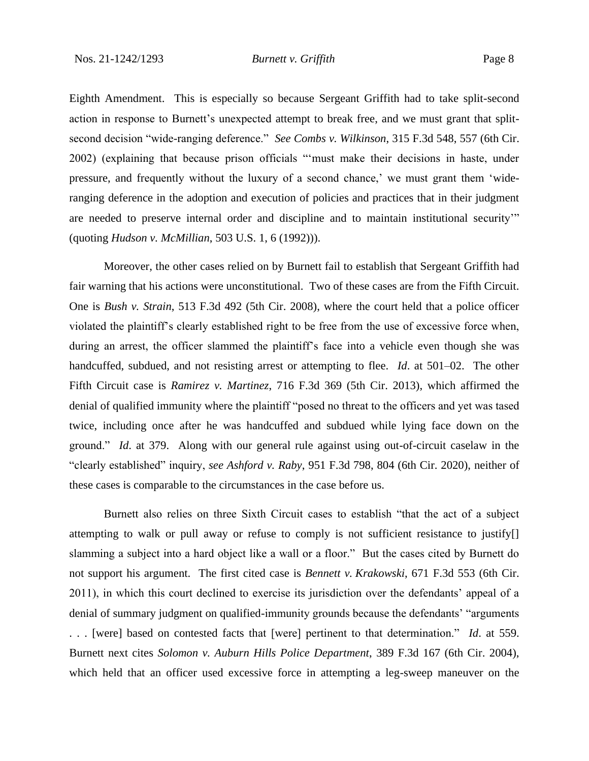Eighth Amendment. This is especially so because Sergeant Griffith had to take split-second action in response to Burnett's unexpected attempt to break free, and we must grant that split-second decision "wide-ranging deference." *See Combs v. Wilkinson*, 315 F.3d 548, 557 (6th Cir. 2002) (explaining that because prison officials "'must make their decisions in haste, under pressure, and frequently without the luxury of a second chance,' we must grant them 'wide-ranging deference in the adoption and execution of policies and practices that in their judgment are needed to preserve internal order and discipline and to maintain institutional security'" (quoting *Hudson v. McMillian*, 503 U.S. 1, 6 (1992))).

Moreover, the other cases relied on by Burnett fail to establish that Sergeant Griffith had fair warning that his actions were unconstitutional. Two of these cases are from the Fifth Circuit. One is *Bush v. Strain*, 513 F.3d 492 (5th Cir. 2008), where the court held that a police officer violated the plaintiff's clearly established right to be free from the use of excessive force when, during an arrest, the officer slammed the plaintiff's face into a vehicle even though she was handcuffed, subdued, and not resisting arrest or attempting to flee. *Id*. at 501–02. The other Fifth Circuit case is *Ramirez v. Martinez*, 716 F.3d 369 (5th Cir. 2013), which affirmed the denial of qualified immunity where the plaintiff "posed no threat to the officers and yet was tased twice, including once after he was handcuffed and subdued while lying face down on the ground." *Id*. at 379. Along with our general rule against using out-of-circuit caselaw in the "clearly established" inquiry, *see Ashford v. Raby*, 951 F.3d 798, 804 (6th Cir. 2020), neither of these cases is comparable to the circumstances in the case before us.

Burnett also relies on three Sixth Circuit cases to establish "that the act of a subject attempting to walk or pull away or refuse to comply is not sufficient resistance to justify[] slamming a subject into a hard object like a wall or a floor." But the cases cited by Burnett do not support his argument. The first cited case is *Bennett v. Krakowski*, 671 F.3d 553 (6th Cir. 2011), in which this court declined to exercise its jurisdiction over the defendants' appeal of a denial of summary judgment on qualified-immunity grounds because the defendants' "arguments . . . [were] based on contested facts that [were] pertinent to that determination." *Id*. at 559. Burnett next cites *Solomon v. Auburn Hills Police Department*, 389 F.3d 167 (6th Cir. 2004), which held that an officer used excessive force in attempting a leg-sweep maneuver on the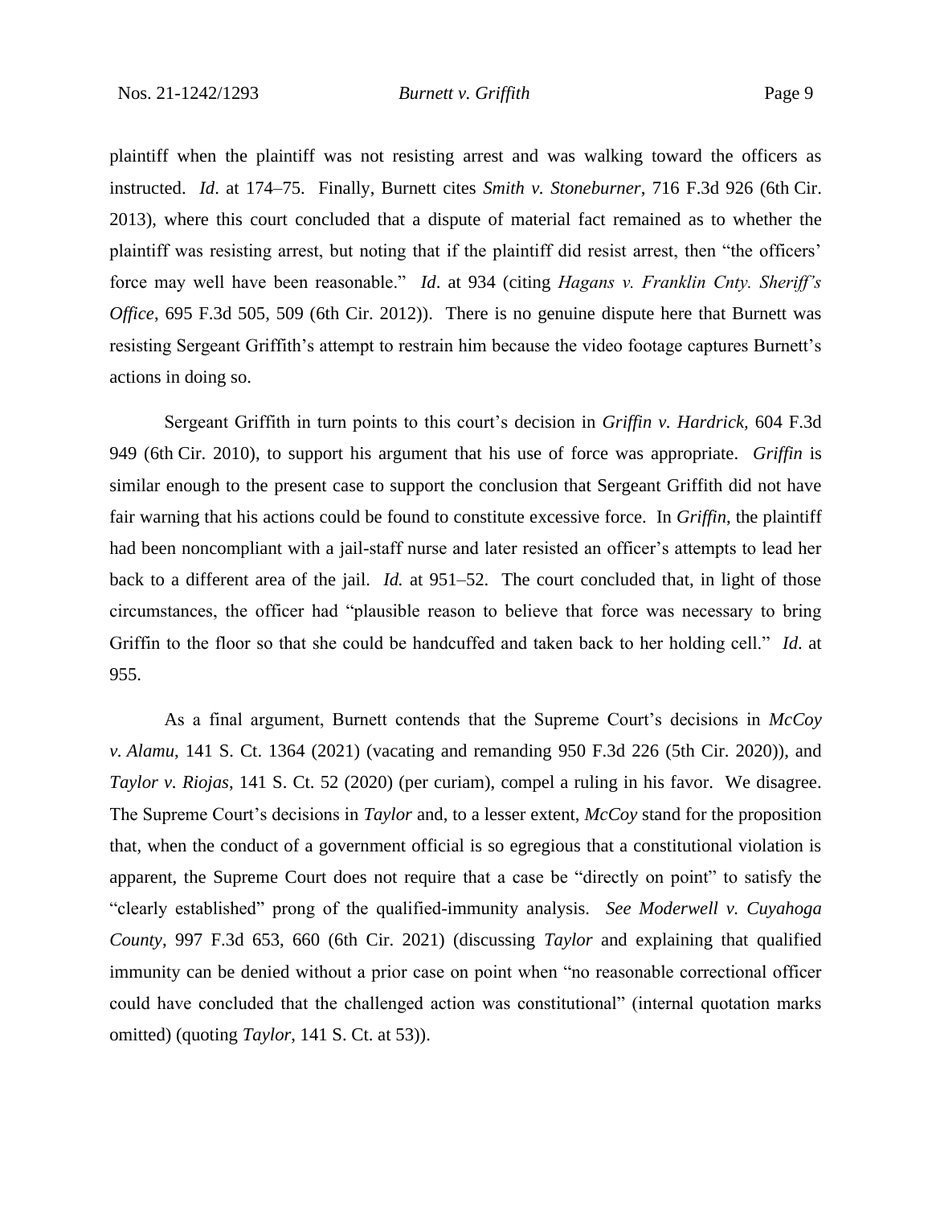plaintiff when the plaintiff was not resisting arrest and was walking toward the officers as instructed. *Id*. at 174–75. Finally, Burnett cites *Smith v. Stoneburner*, 716 F.3d 926 (6th Cir. 2013), where this court concluded that a dispute of material fact remained as to whether the plaintiff was resisting arrest, but noting that if the plaintiff did resist arrest, then "the officers' force may well have been reasonable." *Id*. at 934 (citing *Hagans v. Franklin Cnty. Sheriff's Office*, 695 F.3d 505, 509 (6th Cir. 2012)). There is no genuine dispute here that Burnett was resisting Sergeant Griffith's attempt to restrain him because the video footage captures Burnett's actions in doing so.

Sergeant Griffith in turn points to this court's decision in *Griffin v. Hardrick,* 604 F.3d 949 (6th Cir. 2010), to support his argument that his use of force was appropriate. *Griffin* is similar enough to the present case to support the conclusion that Sergeant Griffith did not have fair warning that his actions could be found to constitute excessive force. In *Griffin*, the plaintiff had been noncompliant with a jail-staff nurse and later resisted an officer's attempts to lead her back to a different area of the jail. *Id.* at 951–52. The court concluded that, in light of those circumstances, the officer had "plausible reason to believe that force was necessary to bring Griffin to the floor so that she could be handcuffed and taken back to her holding cell." *Id*. at 955.

As a final argument, Burnett contends that the Supreme Court's decisions in *McCoy v. Alamu*, 141 S. Ct. 1364 (2021) (vacating and remanding 950 F.3d 226 (5th Cir. 2020)), and *Taylor v. Riojas*, 141 S. Ct. 52 (2020) (per curiam), compel a ruling in his favor. We disagree. The Supreme Court's decisions in *Taylor* and, to a lesser extent, *McCoy* stand for the proposition that, when the conduct of a government official is so egregious that a constitutional violation is apparent, the Supreme Court does not require that a case be "directly on point" to satisfy the "clearly established" prong of the qualified-immunity analysis. *See Moderwell v. Cuyahoga County*, 997 F.3d 653, 660 (6th Cir. 2021) (discussing *Taylor* and explaining that qualified immunity can be denied without a prior case on point when "no reasonable correctional officer could have concluded that the challenged action was constitutional" (internal quotation marks omitted) (quoting *Taylor*, 141 S. Ct. at 53)).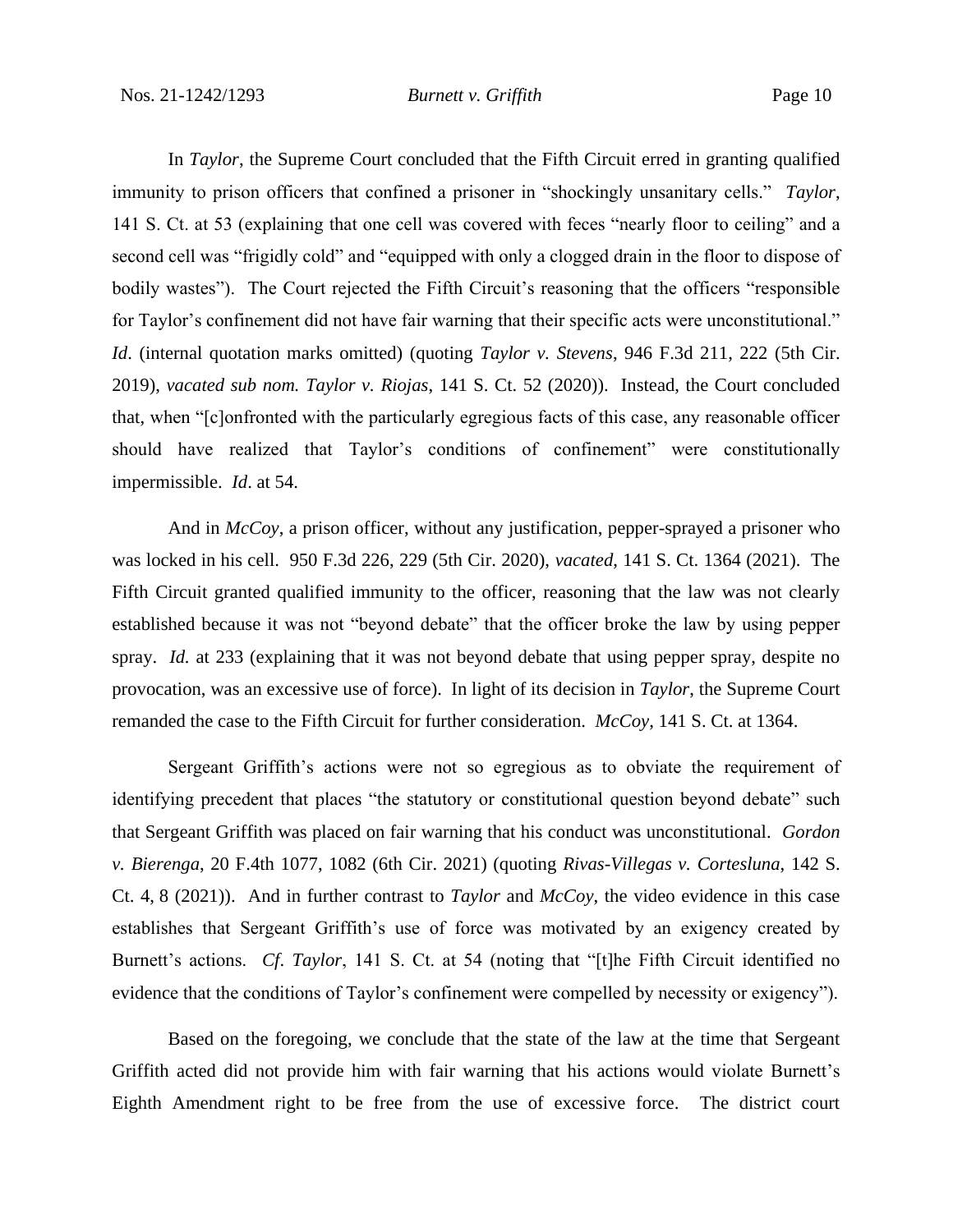In *Taylor*, the Supreme Court concluded that the Fifth Circuit erred in granting qualified immunity to prison officers that confined a prisoner in "shockingly unsanitary cells." *Taylor*, 141 S. Ct. at 53 (explaining that one cell was covered with feces "nearly floor to ceiling" and a second cell was "frigidly cold" and "equipped with only a clogged drain in the floor to dispose of bodily wastes"). The Court rejected the Fifth Circuit's reasoning that the officers "responsible for Taylor's confinement did not have fair warning that their specific acts were unconstitutional." *Id*. (internal quotation marks omitted) (quoting *Taylor v. Stevens*, 946 F.3d 211, 222 (5th Cir. 2019), *vacated sub nom. Taylor v. Riojas*, 141 S. Ct. 52 (2020)). Instead, the Court concluded that, when "[c]onfronted with the particularly egregious facts of this case, any reasonable officer should have realized that Taylor's conditions of confinement" were constitutionally impermissible. *Id*. at 54.

And in *McCoy*, a prison officer, without any justification, pepper-sprayed a prisoner who was locked in his cell. 950 F.3d 226, 229 (5th Cir. 2020), *vacated*, 141 S. Ct. 1364 (2021). The Fifth Circuit granted qualified immunity to the officer, reasoning that the law was not clearly established because it was not "beyond debate" that the officer broke the law by using pepper spray. *Id.* at 233 (explaining that it was not beyond debate that using pepper spray, despite no provocation, was an excessive use of force). In light of its decision in *Taylor*, the Supreme Court remanded the case to the Fifth Circuit for further consideration. *McCoy*, 141 S. Ct. at 1364.

Sergeant Griffith's actions were not so egregious as to obviate the requirement of identifying precedent that places "the statutory or constitutional question beyond debate" such that Sergeant Griffith was placed on fair warning that his conduct was unconstitutional. *Gordon v. Bierenga*, 20 F.4th 1077, 1082 (6th Cir. 2021) (quoting *Rivas-Villegas v. Cortesluna*, 142 S. Ct. 4, 8 (2021)). And in further contrast to *Taylor* and *McCoy*, the video evidence in this case establishes that Sergeant Griffith's use of force was motivated by an exigency created by Burnett's actions. *Cf*. *Taylor*, 141 S. Ct. at 54 (noting that "[t]he Fifth Circuit identified no evidence that the conditions of Taylor's confinement were compelled by necessity or exigency").

Based on the foregoing, we conclude that the state of the law at the time that Sergeant Griffith acted did not provide him with fair warning that his actions would violate Burnett's Eighth Amendment right to be free from the use of excessive force. The district court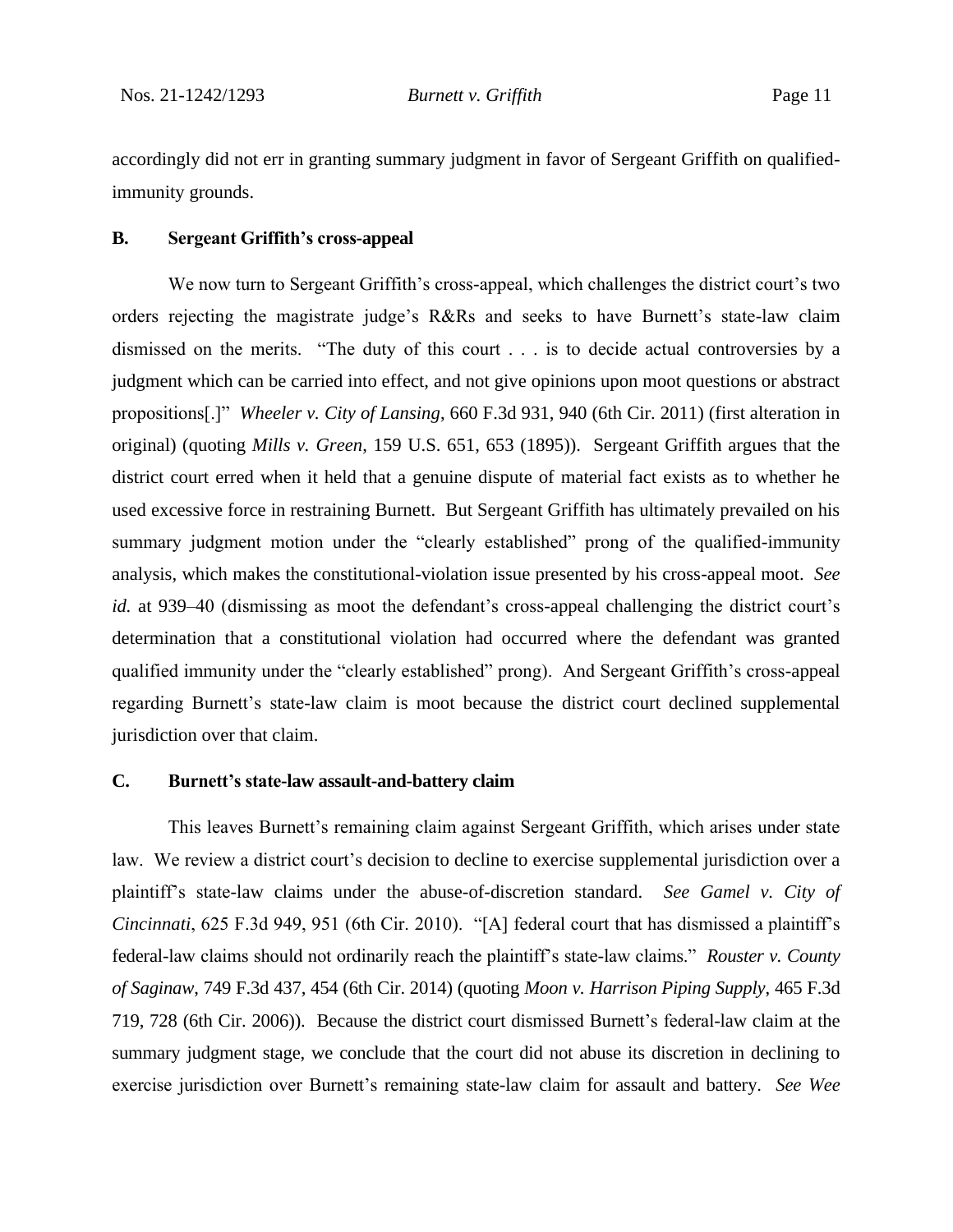accordingly did not err in granting summary judgment in favor of Sergeant Griffith on qualified-immunity grounds.

### B. Sergeant Griffith's cross-appeal

We now turn to Sergeant Griffith's cross-appeal, which challenges the district court's two orders rejecting the magistrate judge's R&Rs and seeks to have Burnett's state-law claim dismissed on the merits. "The duty of this court . . . is to decide actual controversies by a judgment which can be carried into effect, and not give opinions upon moot questions or abstract propositions[.]" *Wheeler v. City of Lansing*, 660 F.3d 931, 940 (6th Cir. 2011) (first alteration in original) (quoting *Mills v. Green*, 159 U.S. 651, 653 (1895)). Sergeant Griffith argues that the district court erred when it held that a genuine dispute of material fact exists as to whether he used excessive force in restraining Burnett. But Sergeant Griffith has ultimately prevailed on his summary judgment motion under the "clearly established" prong of the qualified-immunity analysis, which makes the constitutional-violation issue presented by his cross-appeal moot. *See id.* at 939–40 (dismissing as moot the defendant's cross-appeal challenging the district court's determination that a constitutional violation had occurred where the defendant was granted qualified immunity under the "clearly established" prong). And Sergeant Griffith's cross-appeal regarding Burnett's state-law claim is moot because the district court declined supplemental jurisdiction over that claim.

### C. Burnett's state-law assault-and-battery claim

This leaves Burnett's remaining claim against Sergeant Griffith, which arises under state law. We review a district court's decision to decline to exercise supplemental jurisdiction over a plaintiff's state-law claims under the abuse-of-discretion standard. *See Gamel v. City of Cincinnati*, 625 F.3d 949, 951 (6th Cir. 2010). "[A] federal court that has dismissed a plaintiff's federal-law claims should not ordinarily reach the plaintiff's state-law claims." *Rouster v. County of Saginaw*, 749 F.3d 437, 454 (6th Cir. 2014) (quoting *Moon v. Harrison Piping Supply*, 465 F.3d 719, 728 (6th Cir. 2006)). Because the district court dismissed Burnett's federal-law claim at the summary judgment stage, we conclude that the court did not abuse its discretion in declining to exercise jurisdiction over Burnett's remaining state-law claim for assault and battery. *See Wee*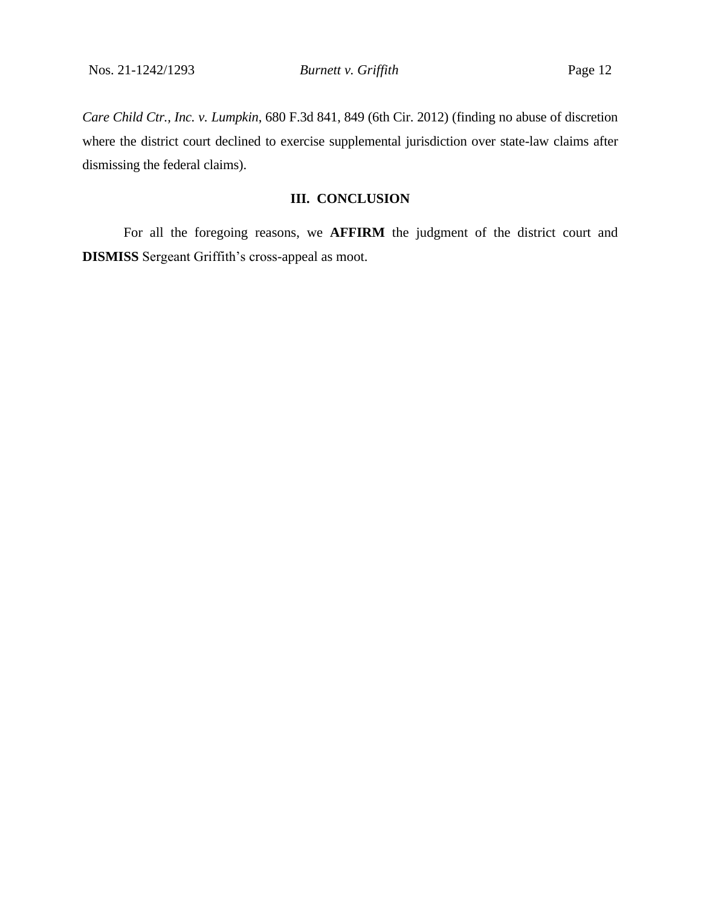*Care Child Ctr., Inc. v. Lumpkin*, 680 F.3d 841, 849 (6th Cir. 2012) (finding no abuse of discretion where the district court declined to exercise supplemental jurisdiction over state-law claims after dismissing the federal claims).

### III. CONCLUSION

For all the foregoing reasons, we **AFFIRM** the judgment of the district court and **DISMISS** Sergeant Griffith's cross-appeal as moot.